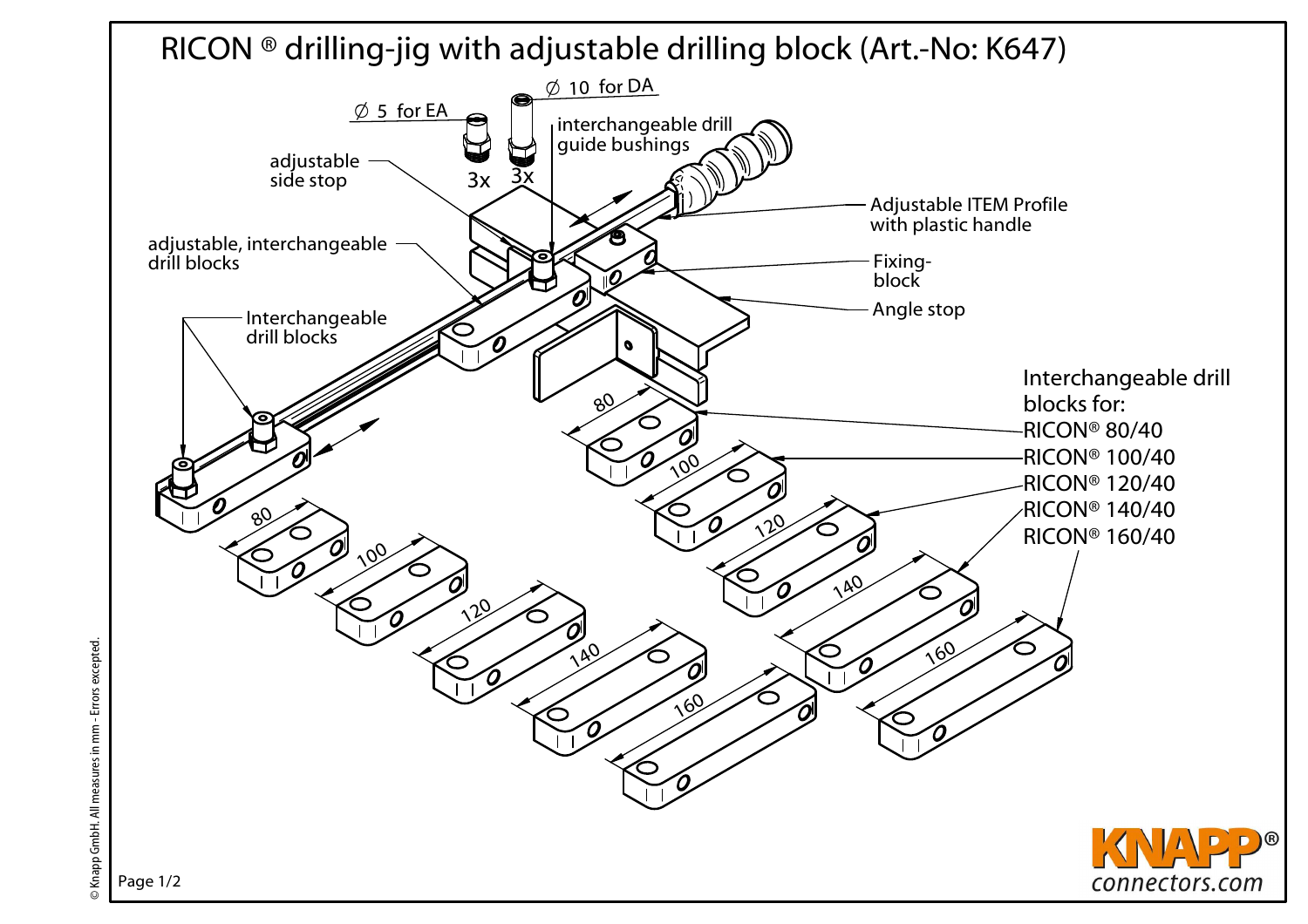# RICON ® drilling-jig with adjustable drilling block (Art.-No: K647)

∅ 5 for EA

3x

∅ 10 for DA

3x

interchangeable drill guide bushings

adjustable side stop

Adjustable ITEM Profile with plastic handle

adjustable, interchangeable drill blocks

Fixing-block

Angle stop

Interchangeable drill blocks

Interchangeable drill blocks for:
RICON® 80/40
RICON® 100/40
RICON® 120/40
RICON® 140/40
RICON® 160/40

80

100

120

140

160

80

100

120

140

160

© Knapp GmbH. All measures in mm - Errors excepted.

KNAPP®
connectors.com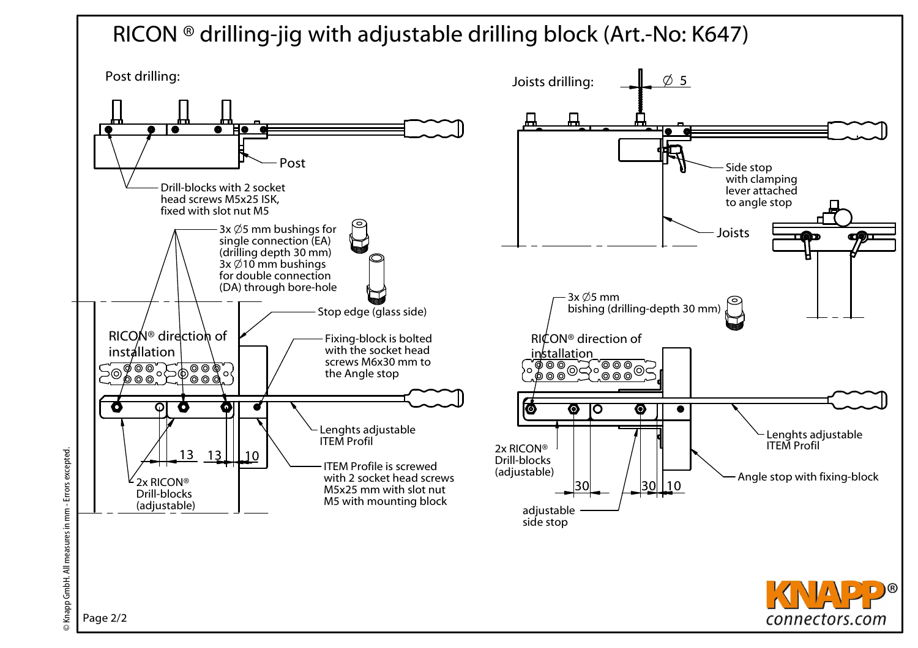# RICON ® drilling-jig with adjustable drilling block (Art.-No: K647)

## Post drilling:

Post

Drill-blocks with 2 socket head screws M5x25 ISK, fixed with slot nut M5

3x ∅5 mm bushings for single connection (EA) (drilling depth 30 mm)
3x ∅10 mm bushings for double connection (DA) through bore-hole

Stop edge (glass side)

RICON® direction of installation

Fixing-block is bolted with the socket head screws M6x30 mm to the Angle stop

Lenghts adjustable ITEM Profil

ITEM Profile is screwed with 2 socket head screws M5x25 mm with slot nut M5 with mounting block

2x RICON® Drill-blocks (adjustable)

13 13 10

## Joists drilling:

∅ 5

Side stop with clamping lever attached to angle stop

Joists

3x ∅5 mm bishing (drilling-depth 30 mm)

RICON® direction of installation

Lenghts adjustable ITEM Profil

2x RICON® Drill-blocks (adjustable)

Angle stop with fixing-block

30 30 10

adjustable side stop

© Knapp GmbH. All measures in mm - Errors excepted.

KNAPP® connectors.com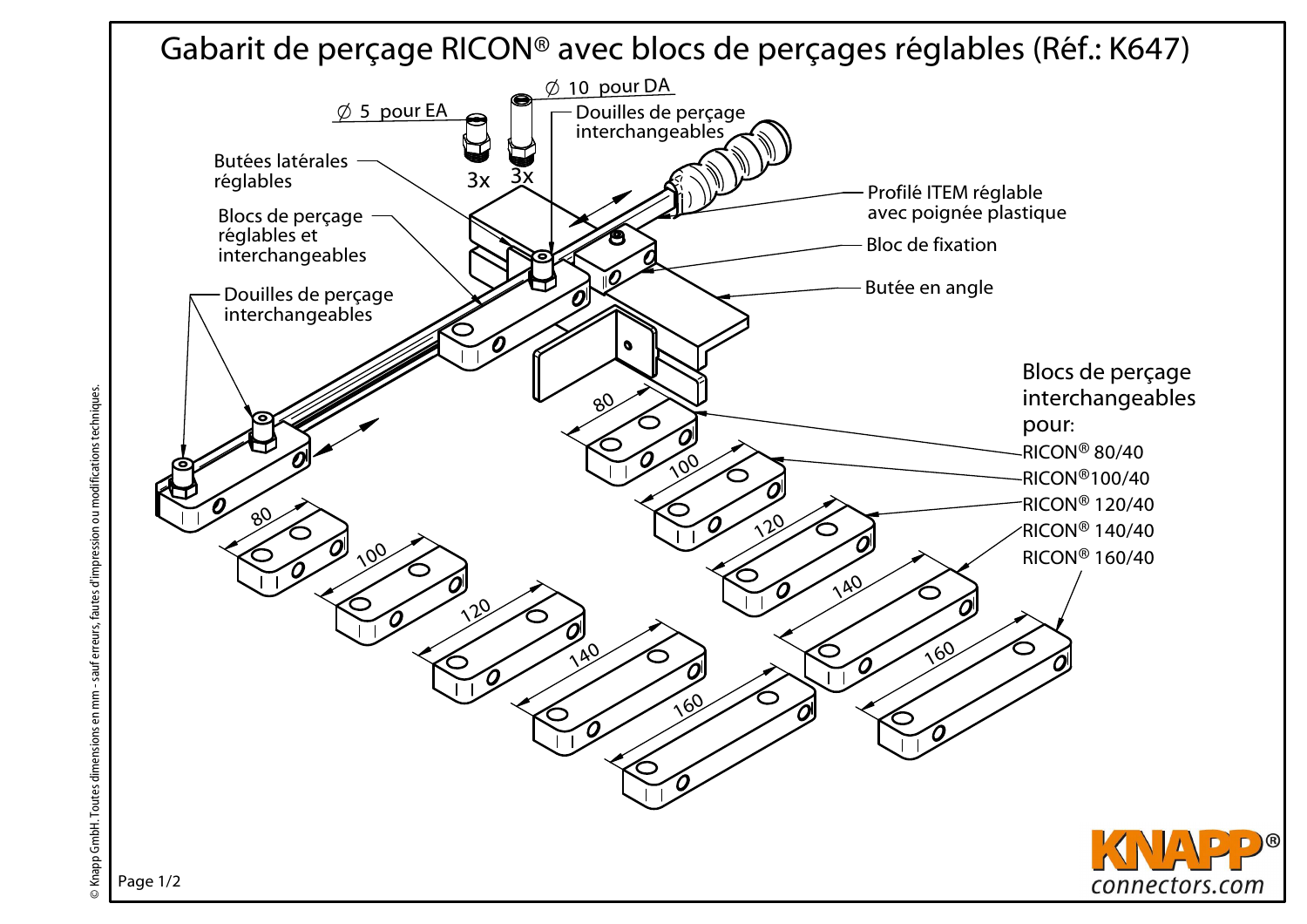# Gabarit de perçage RICON® avec blocs de perçages réglables (Réf.: K647)

∅ 5 pour EA

3x

∅ 10 pour DA

3x

Douilles de perçage interchangeables

Butées latérales réglables

Blocs de perçage réglables et interchangeables

Douilles de perçage interchangeables

Profilé ITEM réglable avec poignée plastique

Bloc de fixation

Butée en angle

80

100

120

140

160

Blocs de perçage interchangeables pour:

- RICON® 80/40
- RICON® 100/40
- RICON® 120/40
- RICON® 140/40
- RICON® 160/40

© Knapp GmbH. Toutes dimensions en mm - sauf erreurs, fautes d'impression ou modifications techniques.

KNAPP®
connectors.com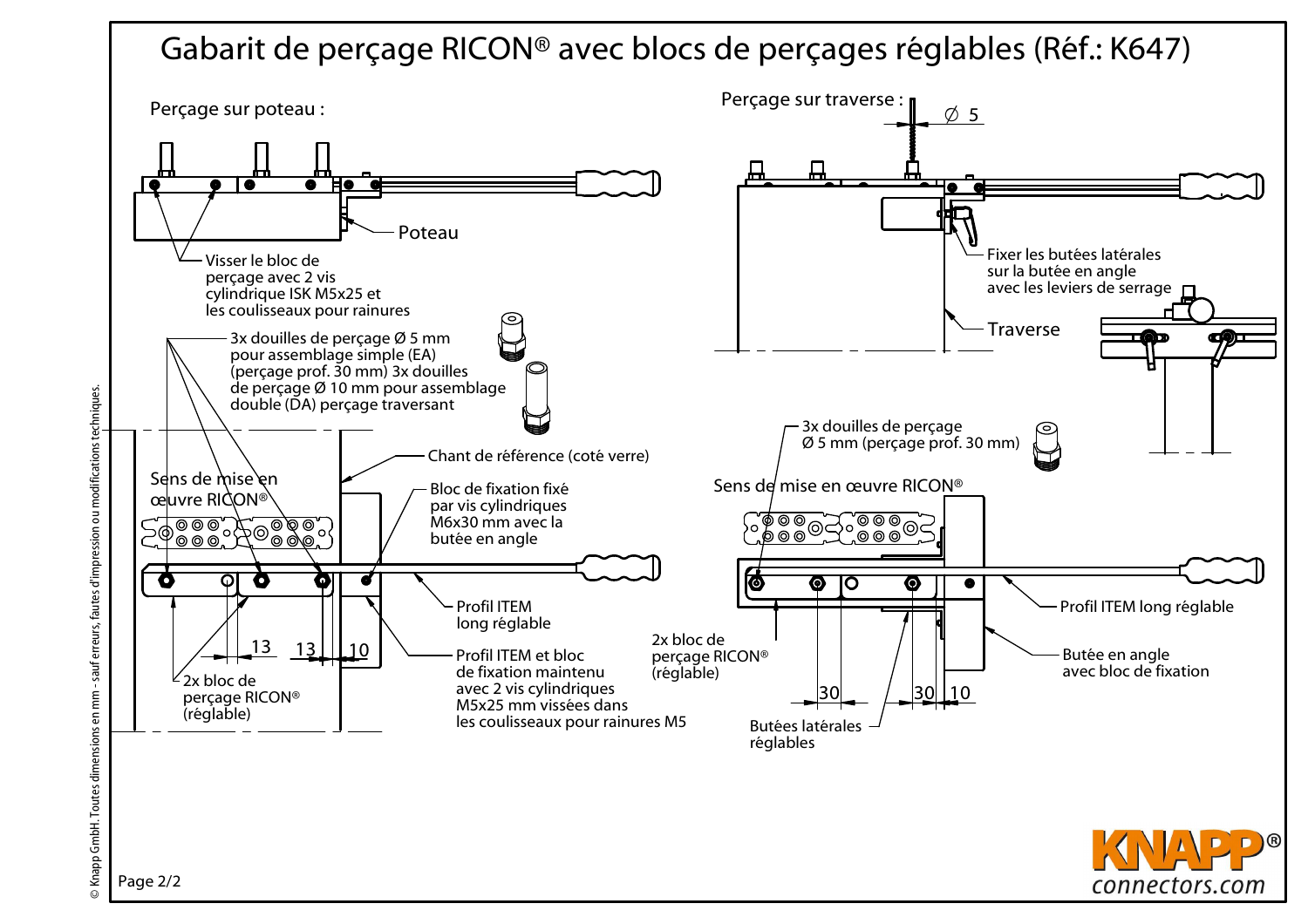# Gabarit de perçage RICON® avec blocs de perçages réglables (Réf.: K647)

## Perçage sur poteau :

Poteau

Visser le bloc de perçage avec 2 vis cylindrique ISK M5x25 et les coulisseaux pour rainures

3x douilles de perçage Ø 5 mm pour assemblage simple (EA) (perçage prof. 30 mm) 3x douilles de perçage Ø 10 mm pour assemblage double (DA) perçage traversant

Chant de référence (coté verre)

Sens de mise en œuvre RICON®

Bloc de fixation fixé par vis cylindriques M6x30 mm avec la butée en angle

Profil ITEM long réglable

Profil ITEM et bloc de fixation maintenu avec 2 vis cylindriques M5x25 mm vissées dans les coulisseaux pour rainures M5

2x bloc de perçage RICON® (réglable)

13 13 10

## Perçage sur traverse :

Ø 5

Fixer les butées latérales sur la butée en angle avec les leviers de serrage

Traverse

3x douilles de perçage Ø 5 mm (perçage prof. 30 mm)

Sens de mise en œuvre RICON®

Profil ITEM long réglable

2x bloc de perçage RICON® (réglable)

Butée en angle avec bloc de fixation

Butées latérales réglables

30 30 10

© Knapp GmbH. Toutes dimensions en mm - sauf erreurs, fautes d'impression ou modifications techniques.

KNAPP® connectors.com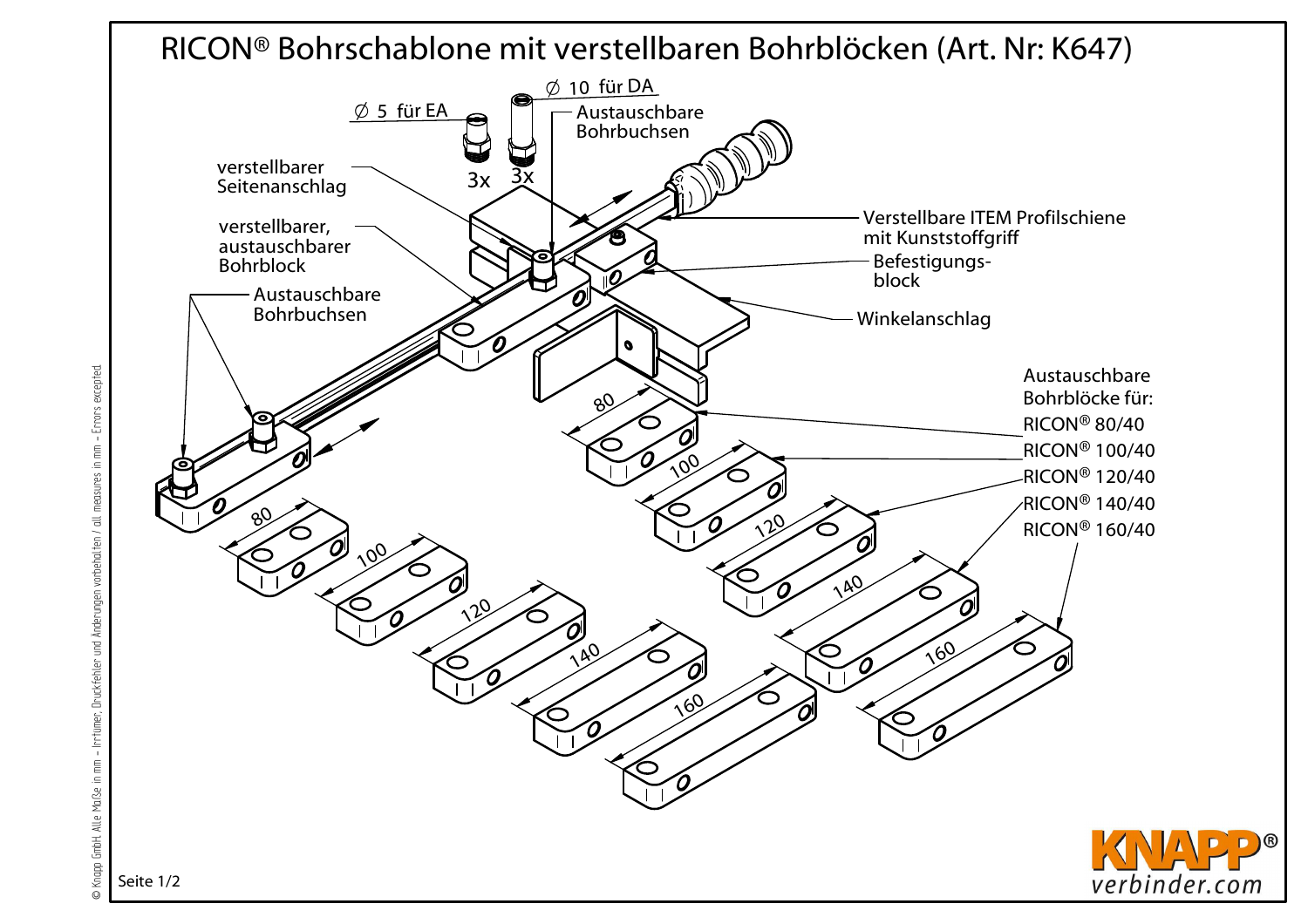# RICON® Bohrschablone mit verstellbaren Bohrblöcken (Art. Nr: K647)

Ø 5 für EA

Ø 10 für DA

Austauschbare Bohrbuchsen

3x 3x

verstellbarer Seitenanschlag

verstellbarer, austauschbarer Bohrblock

Austauschbare Bohrbuchsen

Verstellbare ITEM Profilschiene mit Kunststoffgriff

Befestigungs-block

Winkelanschlag

Austauschbare Bohrblöcke für:

- RICON® 80/40
- RICON® 100/40
- RICON® 120/40
- RICON® 140/40
- RICON® 160/40

80, 100, 120, 140, 160

80, 100, 120, 140, 160

© Knapp GmbH. Alle Maße in mm – Irrtümer, Druckfehler und Änderungen vorbehalten / all measures in mm – Errors excepted.

KNAPP® verbinder.com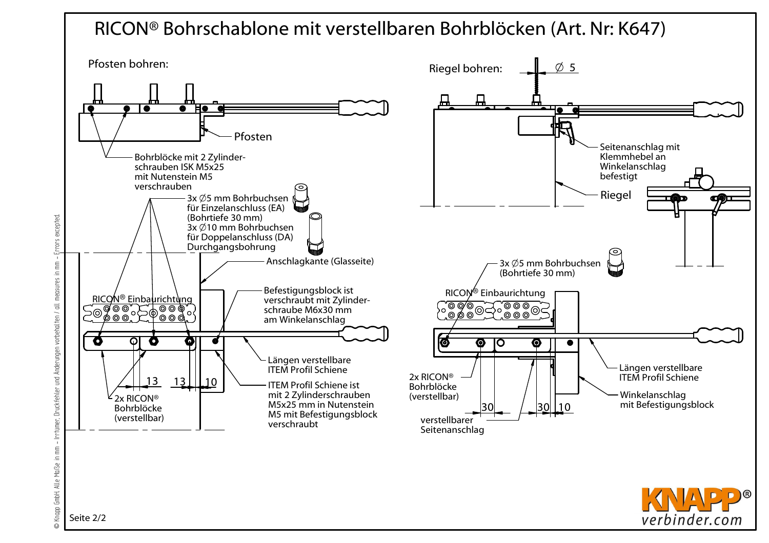# RICON® Bohrschablone mit verstellbaren Bohrblöcken (Art. Nr: K647)

Pfosten bohren:

Pfosten

Bohrblöcke mit 2 Zylinderschrauben ISK M5x25 mit Nutenstein M5 verschrauben

3x ∅5 mm Bohrbuchsen für Einzelanschluss (EA) (Bohrtiefe 30 mm)
3x ∅10 mm Bohrbuchsen für Doppelanschluss (DA) Durchgangsbohrung

Anschlagkante (Glasseite)

RICON® Einbaurichtung

Befestigungsblock ist verschraubt mit Zylinderschraube M6x30 mm am Winkelanschlag

Längen verstellbare ITEM Profil Schiene

13 13 10

2x RICON® Bohrblöcke (verstellbar)

ITEM Profil Schiene ist mit 2 Zylinderschrauben M5x25 mm in Nutenstein M5 mit Befestigungsblock verschraubt

Riegel bohren:

∅ 5

Seitenanschlag mit Klemmhebel an Winkelanschlag befestigt

Riegel

3x ∅5 mm Bohrbuchsen (Bohrtiefe 30 mm)

RICON® Einbaurichtung

2x RICON® Bohrblöcke (verstellbar)

Längen verstellbare ITEM Profil Schiene

Winkelanschlag mit Befestigungsblock

30 30 10

verstellbarer Seitenanschlag

© Knapp GmbH. Alle Maße in mm – Irrtümer, Druckfehler und Änderungen vorbehalten / all measures in mm – Errors excepted

Seite 2/2

KNAPP® verbinder.com